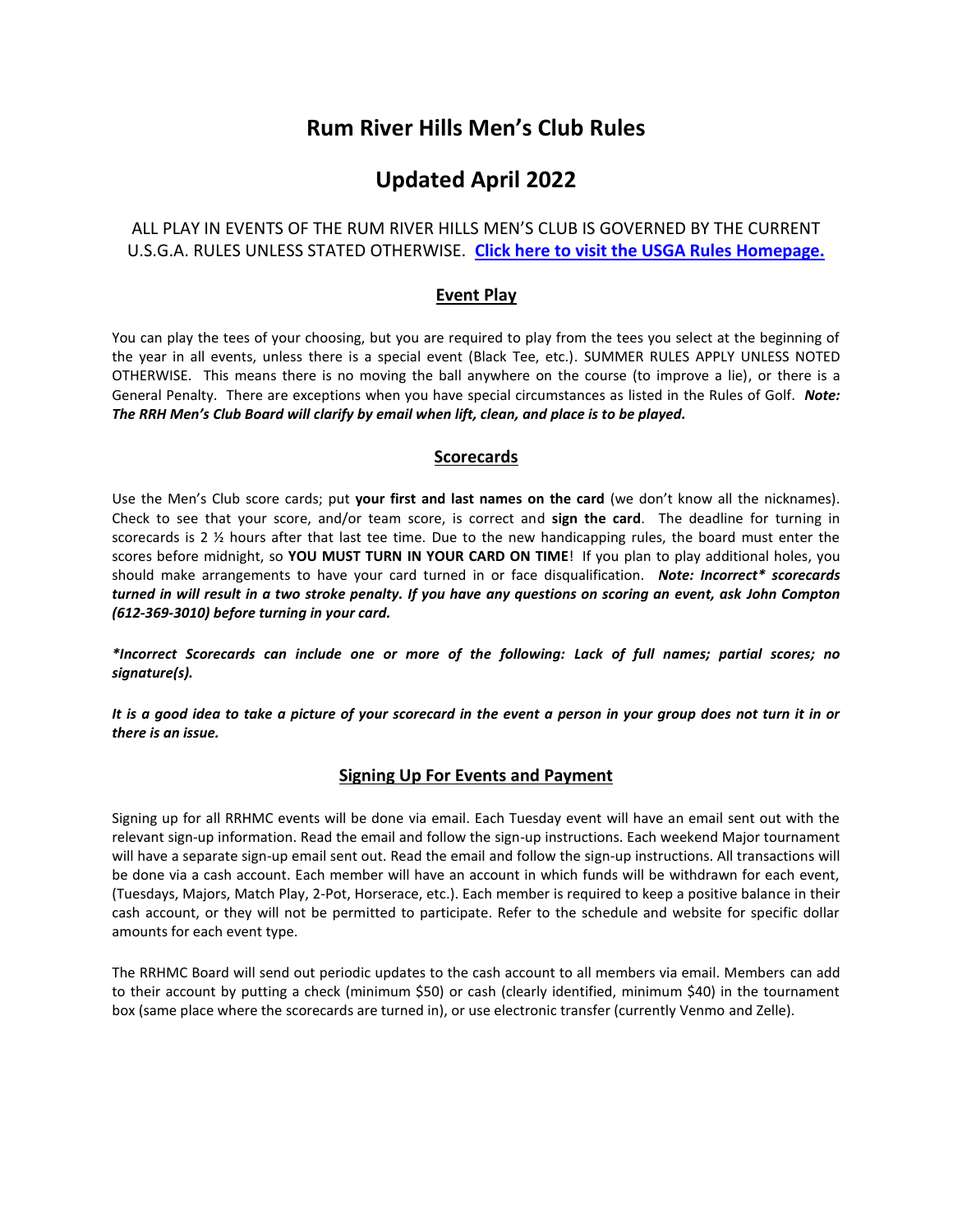# Rum River Hills Men's Club Rules

# Updated April 2022

ALL PLAY IN EVENTS OF THE RUM RIVER HILLS MEN'S CLUB IS GOVERNED BY THE CURRENT U.S.G.A. RULES UNLESS STATED OTHERWISE. **Click here to visit the USGA Rules Homepage.**

## Event Play

You can play the tees of your choosing, but you are required to play from the tees you select at the beginning of the year in all events, unless there is a special event (Black Tee, etc.). SUMMER RULES APPLY UNLESS NOTED OTHERWISE. This means there is no moving the ball anywhere on the course (to improve a lie), or there is a General Penalty. There are exceptions when you have special circumstances as listed in the Rules of Golf. ***Note: The RRH Men's Club Board will clarify by email when lift, clean, and place is to be played.***

## Scorecards

Use the Men's Club score cards; put **your first and last names on the card** (we don't know all the nicknames). Check to see that your score, and/or team score, is correct and **sign the card**. The deadline for turning in scorecards is 2 ½ hours after that last tee time. Due to the new handicapping rules, the board must enter the scores before midnight, so **YOU MUST TURN IN YOUR CARD ON TIME**! If you plan to play additional holes, you should make arrangements to have your card turned in or face disqualification. ***Note: Incorrect* scorecards turned in will result in a two stroke penalty. If you have any questions on scoring an event, ask John Compton (612-369-3010) before turning in your card.***

***\*Incorrect Scorecards can include one or more of the following: Lack of full names; partial scores; no signature(s).***

***It is a good idea to take a picture of your scorecard in the event a person in your group does not turn it in or there is an issue.***

## Signing Up For Events and Payment

Signing up for all RRHMC events will be done via email. Each Tuesday event will have an email sent out with the relevant sign-up information. Read the email and follow the sign-up instructions. Each weekend Major tournament will have a separate sign-up email sent out. Read the email and follow the sign-up instructions. All transactions will be done via a cash account. Each member will have an account in which funds will be withdrawn for each event, (Tuesdays, Majors, Match Play, 2-Pot, Horserace, etc.). Each member is required to keep a positive balance in their cash account, or they will not be permitted to participate. Refer to the schedule and website for specific dollar amounts for each event type.

The RRHMC Board will send out periodic updates to the cash account to all members via email. Members can add to their account by putting a check (minimum $50) or cash (clearly identified, minimum $40) in the tournament box (same place where the scorecards are turned in), or use electronic transfer (currently Venmo and Zelle).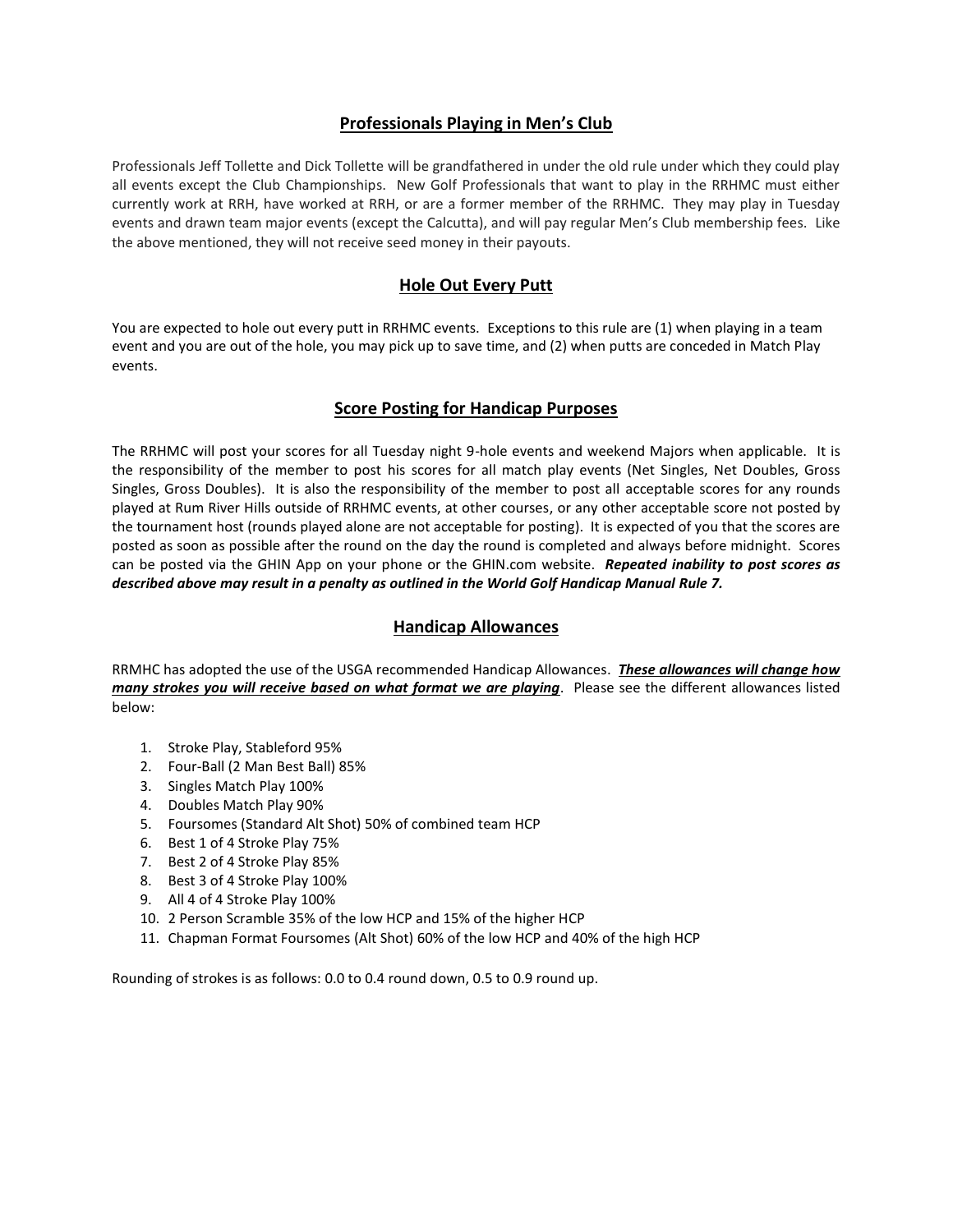## Professionals Playing in Men's Club

Professionals Jeff Tollette and Dick Tollette will be grandfathered in under the old rule under which they could play all events except the Club Championships. New Golf Professionals that want to play in the RRHMC must either currently work at RRH, have worked at RRH, or are a former member of the RRHMC. They may play in Tuesday events and drawn team major events (except the Calcutta), and will pay regular Men's Club membership fees. Like the above mentioned, they will not receive seed money in their payouts.

## Hole Out Every Putt

You are expected to hole out every putt in RRHMC events. Exceptions to this rule are (1) when playing in a team event and you are out of the hole, you may pick up to save time, and (2) when putts are conceded in Match Play events.

## Score Posting for Handicap Purposes

The RRHMC will post your scores for all Tuesday night 9-hole events and weekend Majors when applicable. It is the responsibility of the member to post his scores for all match play events (Net Singles, Net Doubles, Gross Singles, Gross Doubles). It is also the responsibility of the member to post all acceptable scores for any rounds played at Rum River Hills outside of RRHMC events, at other courses, or any other acceptable score not posted by the tournament host (rounds played alone are not acceptable for posting). It is expected of you that the scores are posted as soon as possible after the round on the day the round is completed and always before midnight. Scores can be posted via the GHIN App on your phone or the GHIN.com website. ***Repeated inability to post scores as described above may result in a penalty as outlined in the World Golf Handicap Manual Rule 7.***

## Handicap Allowances

RRMHC has adopted the use of the USGA recommended Handicap Allowances. ***<u>These allowances will change how many strokes you will receive based on what format we are playing</u>***. Please see the different allowances listed below:

1. Stroke Play, Stableford 95%
2. Four-Ball (2 Man Best Ball) 85%
3. Singles Match Play 100%
4. Doubles Match Play 90%
5. Foursomes (Standard Alt Shot) 50% of combined team HCP
6. Best 1 of 4 Stroke Play 75%
7. Best 2 of 4 Stroke Play 85%
8. Best 3 of 4 Stroke Play 100%
9. All 4 of 4 Stroke Play 100%
10. 2 Person Scramble 35% of the low HCP and 15% of the higher HCP
11. Chapman Format Foursomes (Alt Shot) 60% of the low HCP and 40% of the high HCP

Rounding of strokes is as follows: 0.0 to 0.4 round down, 0.5 to 0.9 round up.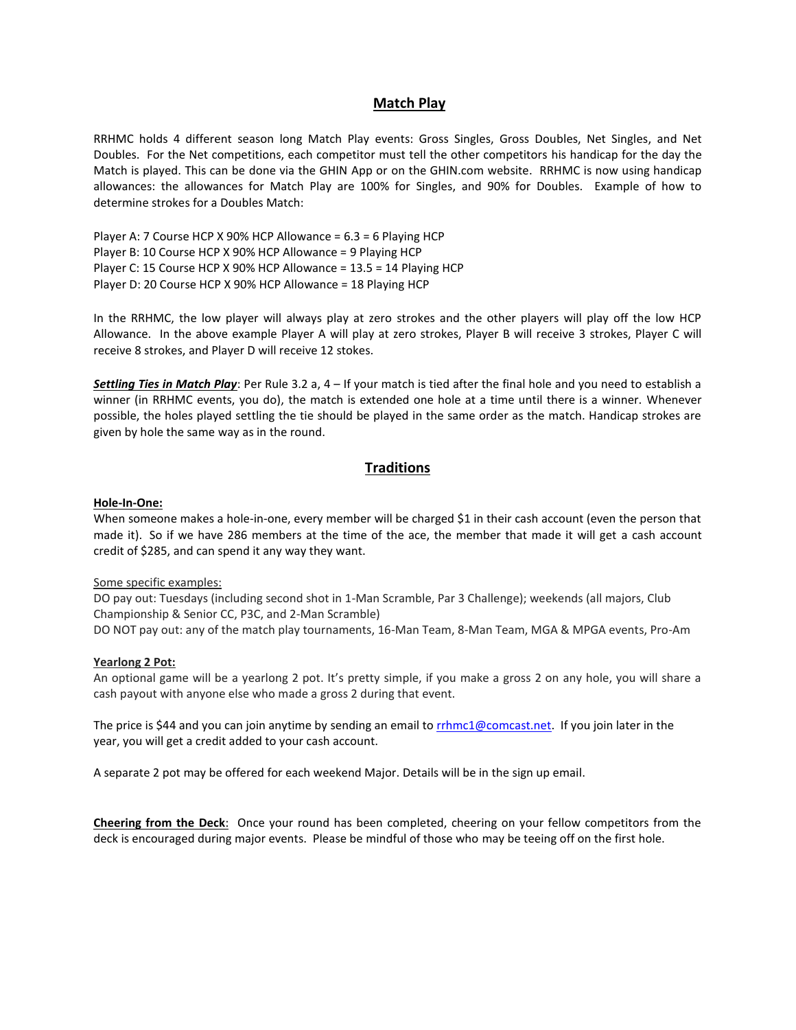## Match Play

RRHMC holds 4 different season long Match Play events: Gross Singles, Gross Doubles, Net Singles, and Net Doubles. For the Net competitions, each competitor must tell the other competitors his handicap for the day the Match is played. This can be done via the GHIN App or on the GHIN.com website. RRHMC is now using handicap allowances: the allowances for Match Play are 100% for Singles, and 90% for Doubles. Example of how to determine strokes for a Doubles Match:

Player A: 7 Course HCP X 90% HCP Allowance = 6.3 = 6 Playing HCP
Player B: 10 Course HCP X 90% HCP Allowance = 9 Playing HCP
Player C: 15 Course HCP X 90% HCP Allowance = 13.5 = 14 Playing HCP
Player D: 20 Course HCP X 90% HCP Allowance = 18 Playing HCP

In the RRHMC, the low player will always play at zero strokes and the other players will play off the low HCP Allowance. In the above example Player A will play at zero strokes, Player B will receive 3 strokes, Player C will receive 8 strokes, and Player D will receive 12 stokes.

***Settling Ties in Match Play***: Per Rule 3.2 a, 4 – If your match is tied after the final hole and you need to establish a winner (in RRHMC events, you do), the match is extended one hole at a time until there is a winner. Whenever possible, the holes played settling the tie should be played in the same order as the match. Handicap strokes are given by hole the same way as in the round.

## Traditions

**Hole-In-One:**
When someone makes a hole-in-one, every member will be charged $1 in their cash account (even the person that made it). So if we have 286 members at the time of the ace, the member that made it will get a cash account credit of $285, and can spend it any way they want.

Some specific examples:
DO pay out: Tuesdays (including second shot in 1-Man Scramble, Par 3 Challenge); weekends (all majors, Club Championship & Senior CC, P3C, and 2-Man Scramble)
DO NOT pay out: any of the match play tournaments, 16-Man Team, 8-Man Team, MGA & MPGA events, Pro-Am

**Yearlong 2 Pot:**
An optional game will be a yearlong 2 pot. It's pretty simple, if you make a gross 2 on any hole, you will share a cash payout with anyone else who made a gross 2 during that event.

The price is $44 and you can join anytime by sending an email to rrhmc1@comcast.net. If you join later in the year, you will get a credit added to your cash account.

A separate 2 pot may be offered for each weekend Major. Details will be in the sign up email.

**Cheering from the Deck**: Once your round has been completed, cheering on your fellow competitors from the deck is encouraged during major events. Please be mindful of those who may be teeing off on the first hole.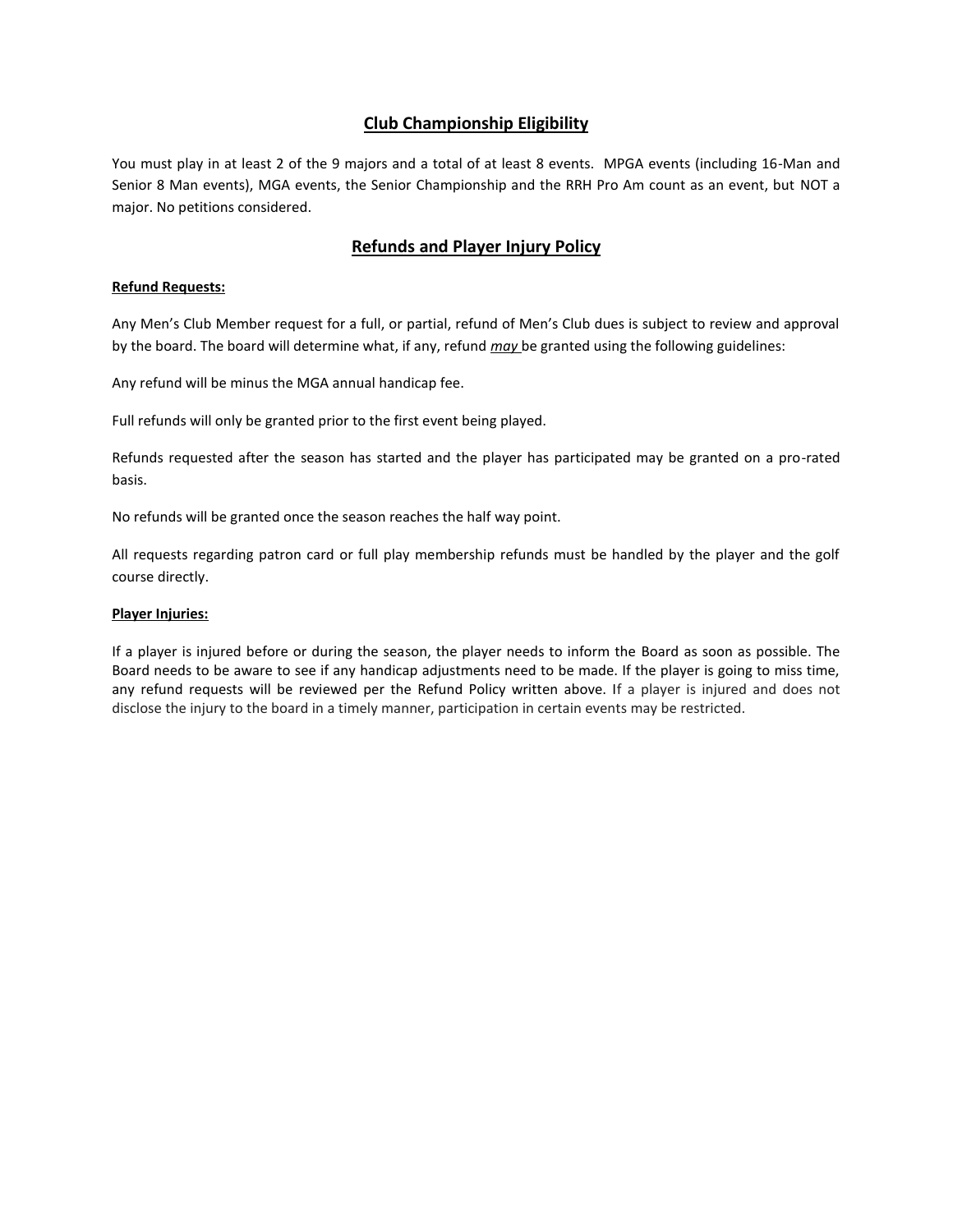## Club Championship Eligibility

You must play in at least 2 of the 9 majors and a total of at least 8 events. MPGA events (including 16-Man and Senior 8 Man events), MGA events, the Senior Championship and the RRH Pro Am count as an event, but NOT a major. No petitions considered.

## Refunds and Player Injury Policy

**Refund Requests:**

Any Men's Club Member request for a full, or partial, refund of Men's Club dues is subject to review and approval by the board. The board will determine what, if any, refund ***may*** be granted using the following guidelines:

Any refund will be minus the MGA annual handicap fee.

Full refunds will only be granted prior to the first event being played.

Refunds requested after the season has started and the player has participated may be granted on a pro-rated basis.

No refunds will be granted once the season reaches the half way point.

All requests regarding patron card or full play membership refunds must be handled by the player and the golf course directly.

**Player Injuries:**

If a player is injured before or during the season, the player needs to inform the Board as soon as possible. The Board needs to be aware to see if any handicap adjustments need to be made. If the player is going to miss time, any refund requests will be reviewed per the Refund Policy written above. If a player is injured and does not disclose the injury to the board in a timely manner, participation in certain events may be restricted.